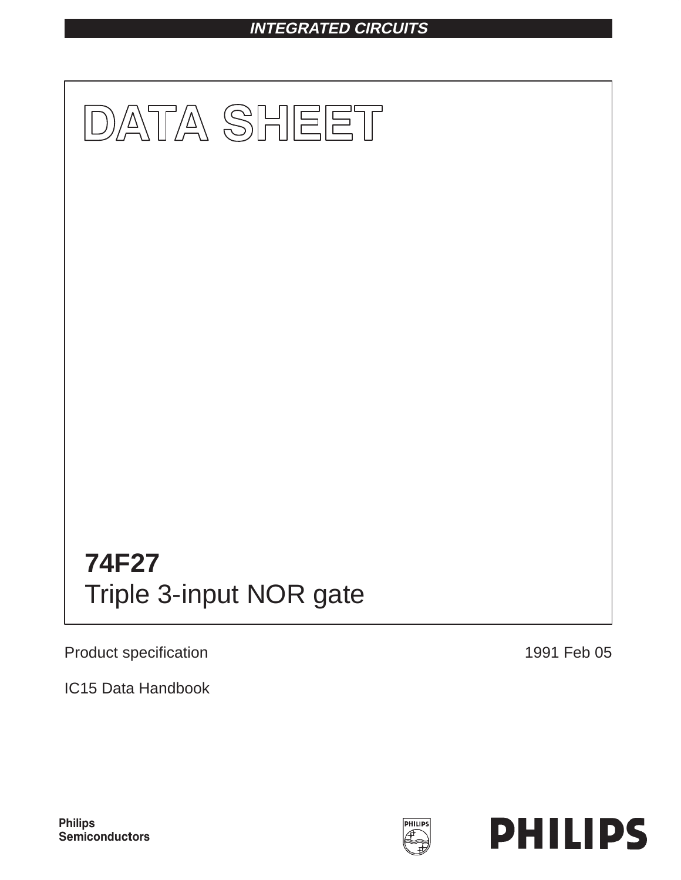INTEGRATED CIRCUITS

# DATA SHEET

## 74F27
Triple 3-input NOR gate

Product specification

1991 Feb 05

IC15 Data Handbook

Philips Semiconductors

PHILIPS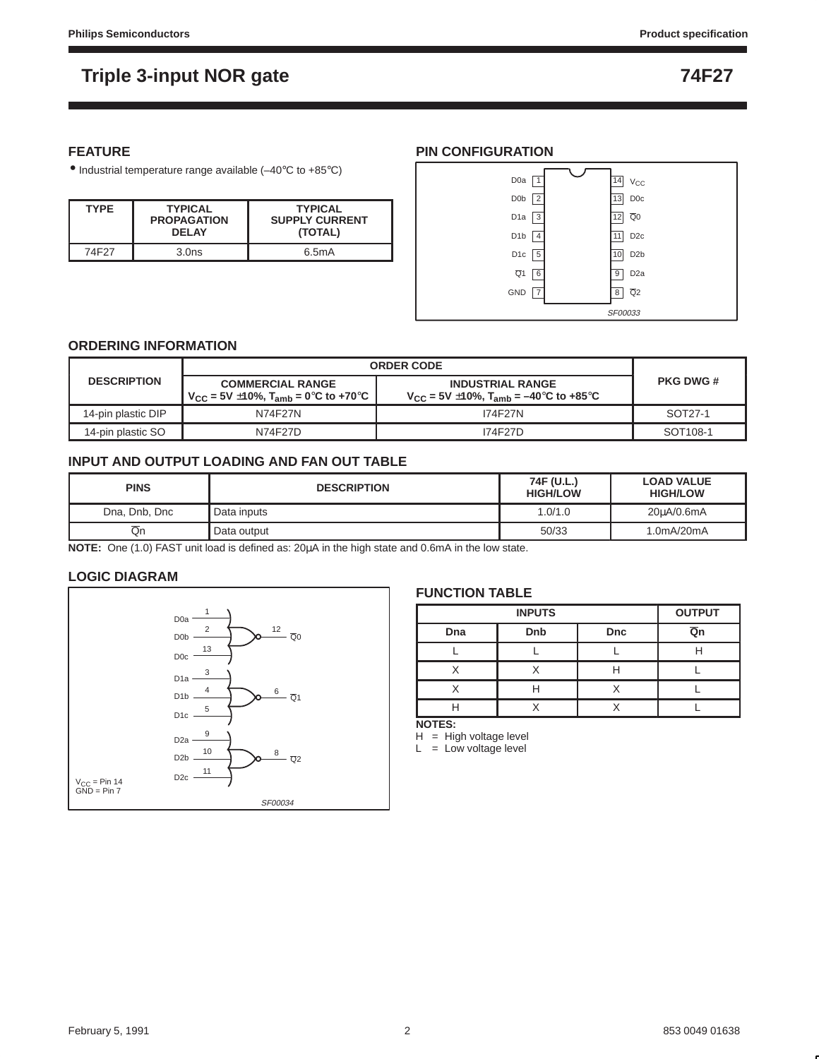# Triple 3-input NOR gate — 74F27

## FEATURE

- Industrial temperature range available (–40°C to +85°C)

| TYPE | TYPICAL PROPAGATION DELAY | TYPICAL SUPPLY CURRENT (TOTAL) |
|---|---|---|
| 74F27 | 3.0ns | 6.5mA |

## PIN CONFIGURATION

| Pin | Name | Pin | Name |
|---|---|---|---|
| 1 | D0a | 14 | $V_{CC}$ |
| 2 | D0b | 13 | D0c |
| 3 | D1a | 12 | $\overline{Q}0$ |
| 4 | D1b | 11 | D2c |
| 5 | D1c | 10 | D2b |
| 6 | $\overline{Q}1$ | 9 | D2a |
| 7 | GND | 8 | $\overline{Q}2$ |

SF00033

## ORDERING INFORMATION

| DESCRIPTION | ORDER CODE | | PKG DWG # |
|---|---|---|---|
| | COMMERCIAL RANGE $V_{CC}$ = 5V ±10%, $T_{amb}$ = 0°C to +70°C | INDUSTRIAL RANGE $V_{CC}$ = 5V ±10%, $T_{amb}$ = –40°C to +85°C | |
| 14-pin plastic DIP | N74F27N | I74F27N | SOT27-1 |
| 14-pin plastic SO | N74F27D | I74F27D | SOT108-1 |

## INPUT AND OUTPUT LOADING AND FAN OUT TABLE

| PINS | DESCRIPTION | 74F (U.L.) HIGH/LOW | LOAD VALUE HIGH/LOW |
|---|---|---|---|
| Dna, Dnb, Dnc | Data inputs | 1.0/1.0 | 20µA/0.6mA |
| $\overline{Q}n$ | Data output | 50/33 | 1.0mA/20mA |

**NOTE:** One (1.0) FAST unit load is defined as: 20µA in the high state and 0.6mA in the low state.

## LOGIC DIAGRAM

- D0a (1), D0b (2), D0c (13) → $\overline{Q}0$ (12)
- D1a (3), D1b (4), D1c (5) → $\overline{Q}1$ (6)
- D2a (9), D2b (10), D2c (11) → $\overline{Q}2$ (8)

$V_{CC}$ = Pin 14
GND = Pin 7

SF00034

## FUNCTION TABLE

| INPUTS | | | OUTPUT |
|---|---|---|---|
| Dna | Dnb | Dnc | $\overline{Q}n$ |
| L | L | L | H |
| X | X | H | L |
| X | H | X | L |
| H | X | X | L |

**NOTES:**
H = High voltage level
L = Low voltage level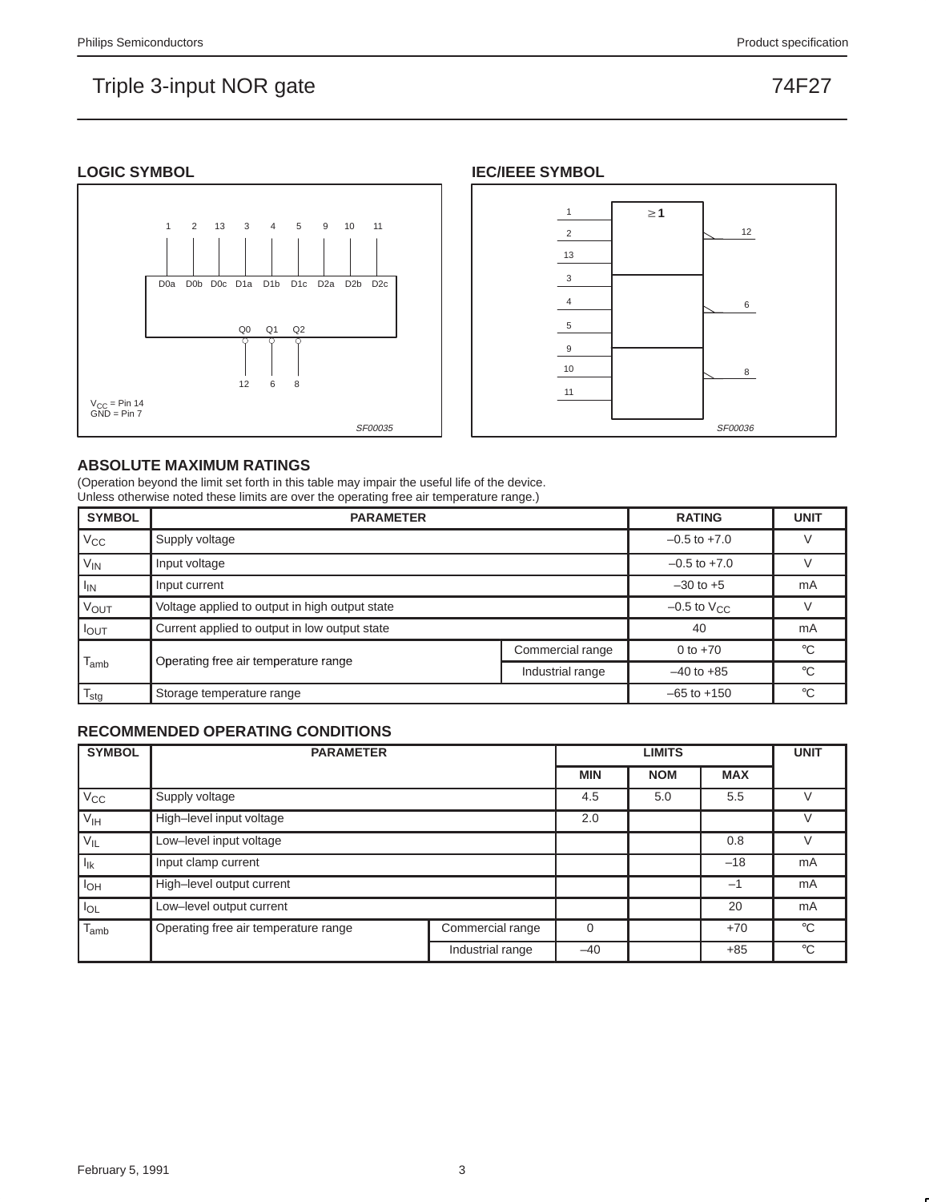## LOGIC SYMBOL

1 2 13 3 4 5 9 10 11

D0a D0b D0c D1a D1b D1c D2a D2b D2c

Q0 Q1 Q2

12 6 8

$V_{CC}$ = Pin 14
GND = Pin 7

SF00035

## IEC/IEEE SYMBOL

≥1

1 2 13 → 12

3 4 5 → 6

9 10 11 → 8

SF00036

## ABSOLUTE MAXIMUM RATINGS

(Operation beyond the limit set forth in this table may impair the useful life of the device.
Unless otherwise noted these limits are over the operating free air temperature range.)

| SYMBOL | PARAMETER | | RATING | UNIT |
|---|---|---|---|---|
| $V_{CC}$ | Supply voltage | | –0.5 to +7.0 | V |
| $V_{IN}$ | Input voltage | | –0.5 to +7.0 | V |
| $I_{IN}$ | Input current | | –30 to +5 | mA |
| $V_{OUT}$ | Voltage applied to output in high output state | | –0.5 to $V_{CC}$ | V |
| $I_{OUT}$ | Current applied to output in low output state | | 40 | mA |
| $T_{amb}$ | Operating free air temperature range | Commercial range | 0 to +70 | °C |
| | | Industrial range | –40 to +85 | °C |
| $T_{stg}$ | Storage temperature range | | –65 to +150 | °C |

## RECOMMENDED OPERATING CONDITIONS

| SYMBOL | PARAMETER | | LIMITS | | | UNIT |
|---|---|---|---|---|---|---|
| | | | MIN | NOM | MAX | |
| $V_{CC}$ | Supply voltage | | 4.5 | 5.0 | 5.5 | V |
| $V_{IH}$ | High–level input voltage | | 2.0 | | | V |
| $V_{IL}$ | Low–level input voltage | | | | 0.8 | V |
| $I_{Ik}$ | Input clamp current | | | | –18 | mA |
| $I_{OH}$ | High–level output current | | | | –1 | mA |
| $I_{OL}$ | Low–level output current | | | | 20 | mA |
| $T_{amb}$ | Operating free air temperature range | Commercial range | 0 | | +70 | °C |
| | | Industrial range | –40 | | +85 | °C |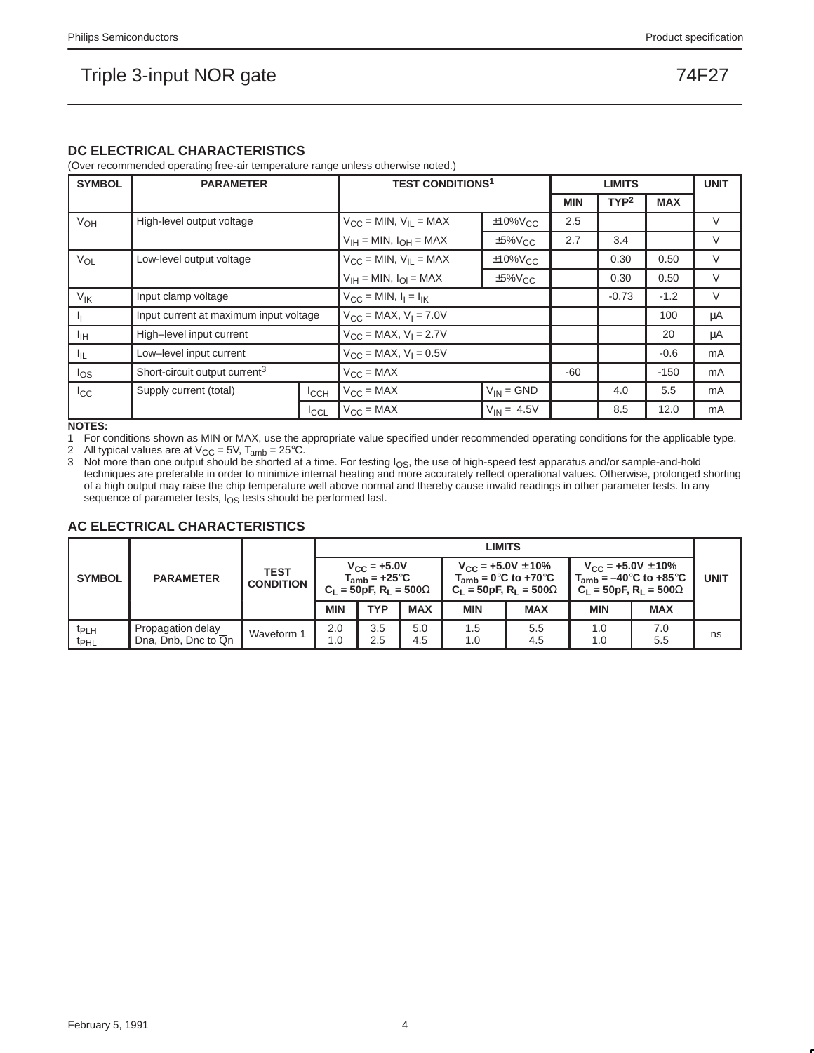## DC ELECTRICAL CHARACTERISTICS

(Over recommended operating free-air temperature range unless otherwise noted.)

| SYMBOL | PARAMETER | | TEST CONDITIONS[1] | | LIMITS | | | UNIT |
|---|---|---|---|---|---|---|---|---|
| | | | | | MIN | TYP[2] | MAX | |
| $V_{OH}$ | High-level output voltage | | $V_{CC}$ = MIN, $V_{IL}$ = MAX | ±10%$V_{CC}$ | 2.5 | | | V |
| | | | $V_{IH}$ = MIN, $I_{OH}$ = MAX | ±5%$V_{CC}$ | 2.7 | 3.4 | | V |
| $V_{OL}$ | Low-level output voltage | | $V_{CC}$ = MIN, $V_{IL}$ = MAX | ±10%$V_{CC}$ | | 0.30 | 0.50 | V |
| | | | $V_{IH}$ = MIN, $I_{Ol}$ = MAX | ±5%$V_{CC}$ | | 0.30 | 0.50 | V |
| $V_{IK}$ | Input clamp voltage | | $V_{CC}$ = MIN, $I_I$ = $I_{IK}$ | | | -0.73 | -1.2 | V |
| $I_I$ | Input current at maximum input voltage | | $V_{CC}$ = MAX, $V_I$ = 7.0V | | | | 100 | μA |
| $I_{IH}$ | High–level input current | | $V_{CC}$ = MAX, $V_I$ = 2.7V | | | | 20 | μA |
| $I_{IL}$ | Low–level input current | | $V_{CC}$ = MAX, $V_I$ = 0.5V | | | | -0.6 | mA |
| $I_{OS}$ | Short-circuit output current[3] | | $V_{CC}$ = MAX | | -60 | | -150 | mA |
| $I_{CC}$ | Supply current (total) | $I_{CCH}$ | $V_{CC}$ = MAX | $V_{IN}$ = GND | | 4.0 | 5.5 | mA |
| | | $I_{CCL}$ | $V_{CC}$ = MAX | $V_{IN}$ = 4.5V | | 8.5 | 12.0 | mA |

**NOTES:**

1 For conditions shown as MIN or MAX, use the appropriate value specified under recommended operating conditions for the applicable type.
2 All typical values are at $V_{CC}$ = 5V, $T_{amb}$ = 25°C.
3 Not more than one output should be shorted at a time. For testing $I_{OS}$, the use of high-speed test apparatus and/or sample-and-hold techniques are preferable in order to minimize internal heating and more accurately reflect operational values. Otherwise, prolonged shorting of a high output may raise the chip temperature well above normal and thereby cause invalid readings in other parameter tests. In any sequence of parameter tests, $I_{OS}$ tests should be performed last.

## AC ELECTRICAL CHARACTERISTICS

| SYMBOL | PARAMETER | TEST CONDITION | LIMITS | | | | | | | UNIT |
|---|---|---|---|---|---|---|---|---|---|---|
| | | | $V_{CC}$ = +5.0V, $T_{amb}$ = +25°C, $C_L$ = 50pF, $R_L$ = 500Ω | | | $V_{CC}$ = +5.0V ±10%, $T_{amb}$ = 0°C to +70°C, $C_L$ = 50pF, $R_L$ = 500Ω | | $V_{CC}$ = +5.0V ±10%, $T_{amb}$ = –40°C to +85°C, $C_L$ = 50pF, $R_L$ = 500Ω | | |
| | | | MIN | TYP | MAX | MIN | MAX | MIN | MAX | |
| $t_{PLH}$<br>$t_{PHL}$ | Propagation delay<br>Dna, Dnb, Dnc to $\overline{Q}$n | Waveform 1 | 2.0<br>1.0 | 3.5<br>2.5 | 5.0<br>4.5 | 1.5<br>1.0 | 5.5<br>4.5 | 1.0<br>1.0 | 7.0<br>5.5 | ns |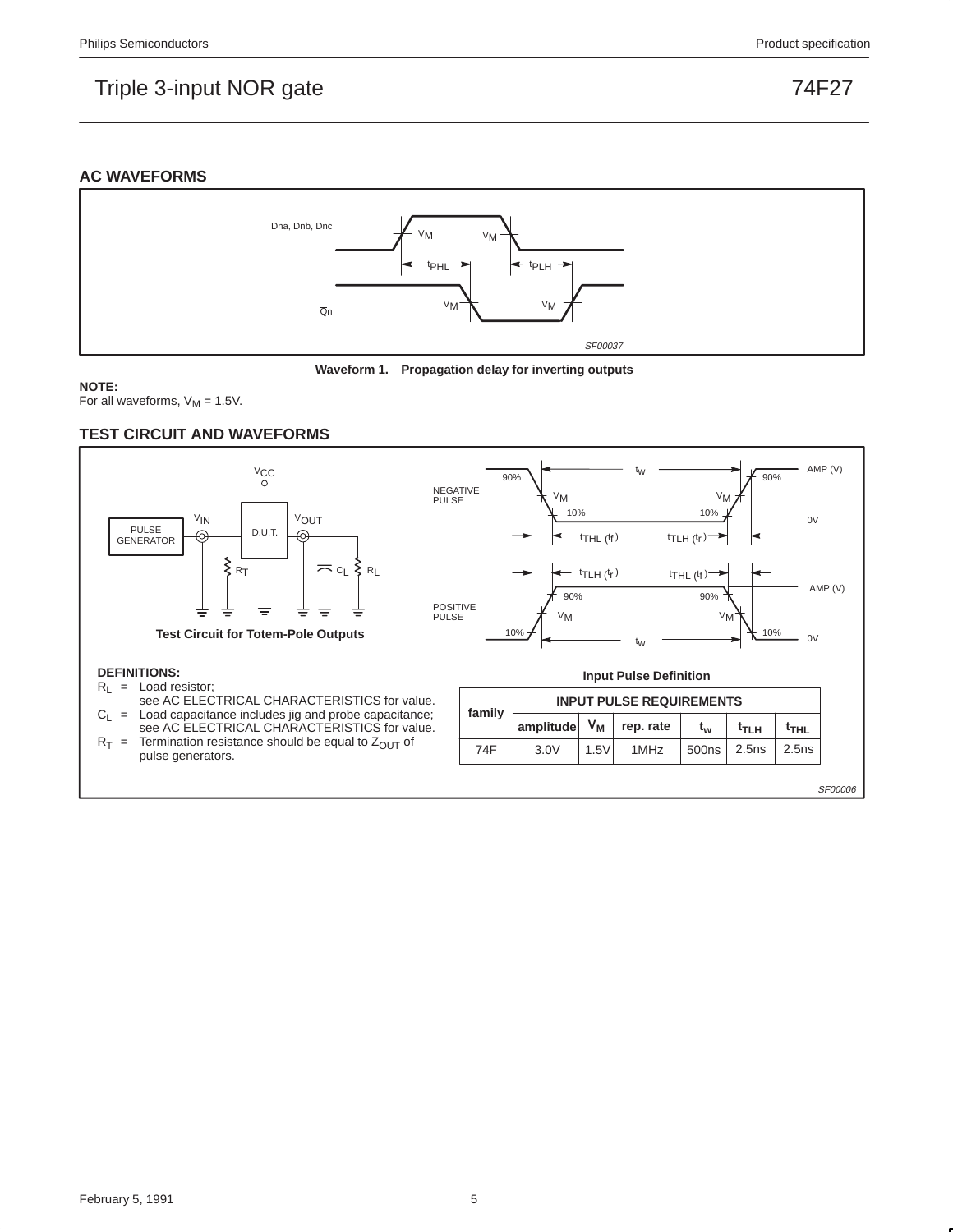## AC WAVEFORMS

Waveform 1. Propagation delay for inverting outputs

**NOTE:**
For all waveforms, $V_M$ = 1.5V.

## TEST CIRCUIT AND WAVEFORMS

Test Circuit for Totem-Pole Outputs

**DEFINITIONS:**

$R_L$ = Load resistor; see AC ELECTRICAL CHARACTERISTICS for value.

$C_L$ = Load capacitance includes jig and probe capacitance; see AC ELECTRICAL CHARACTERISTICS for value.

$R_T$ = Termination resistance should be equal to $Z_{OUT}$ of pulse generators.

Input Pulse Definition

| family | INPUT PULSE REQUIREMENTS | | | | | |
|---|---|---|---|---|---|---|
| | amplitude | $V_M$ | rep. rate | $t_w$ | $t_{TLH}$ | $t_{THL}$ |
| 74F | 3.0V | 1.5V | 1MHz | 500ns | 2.5ns | 2.5ns |

SF00006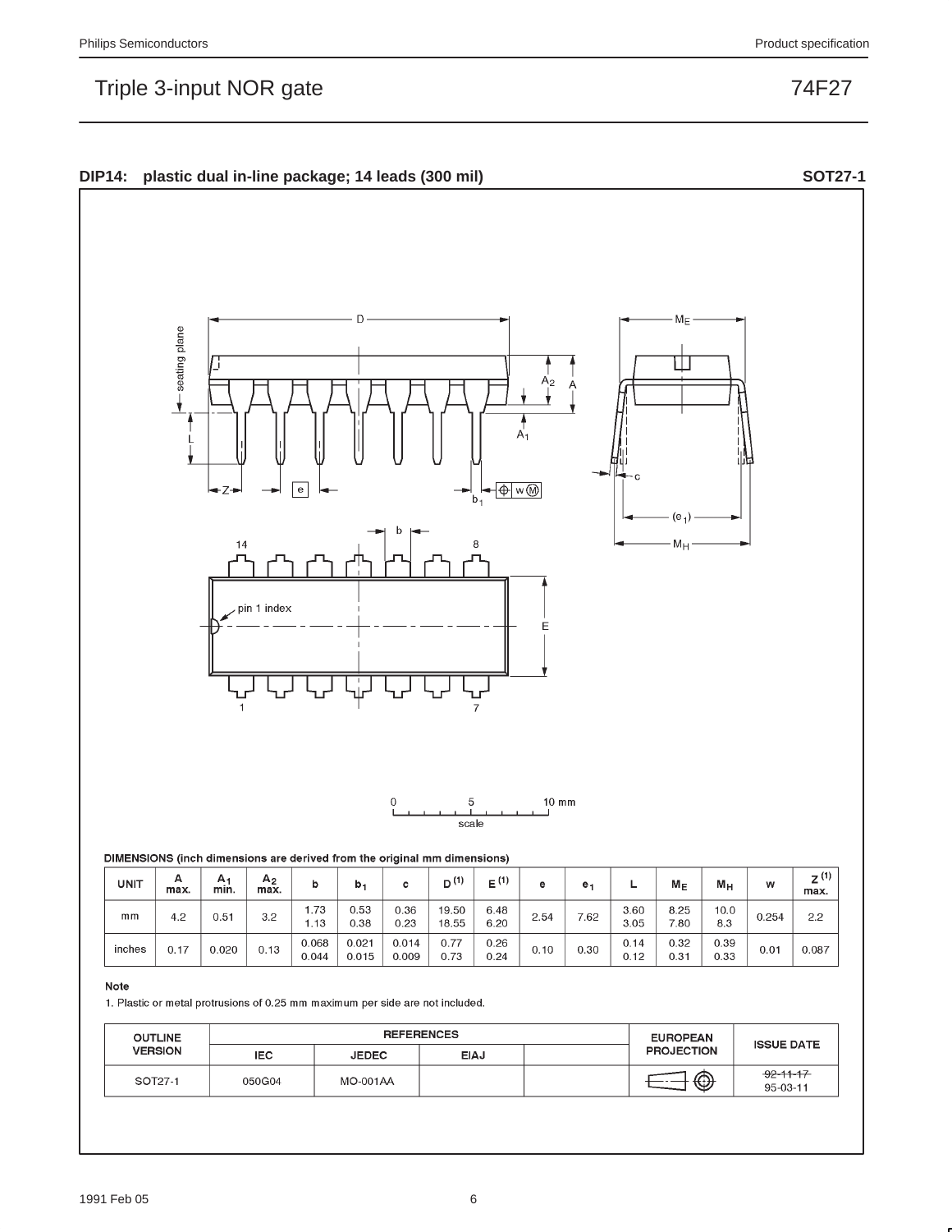## DIP14: plastic dual in-line package; 14 leads (300 mil) SOT27-1

DIMENSIONS (inch dimensions are derived from the original mm dimensions)

| UNIT | A max. | $A_1$ min. | $A_2$ max. | b | $b_1$ | c | D [(1)] | E [(1)] | e | $e_1$ | L | $M_E$ | $M_H$ | w | Z [(1)] max. |
|---|---|---|---|---|---|---|---|---|---|---|---|---|---|---|---|
| mm | 4.2 | 0.51 | 3.2 | 1.73<br>1.13 | 0.53<br>0.38 | 0.36<br>0.23 | 19.50<br>18.55 | 6.48<br>6.20 | 2.54 | 7.62 | 3.60<br>3.05 | 8.25<br>7.80 | 10.0<br>8.3 | 0.254 | 2.2 |
| inches | 0.17 | 0.020 | 0.13 | 0.068<br>0.044 | 0.021<br>0.015 | 0.014<br>0.009 | 0.77<br>0.73 | 0.26<br>0.24 | 0.10 | 0.30 | 0.14<br>0.12 | 0.32<br>0.31 | 0.39<br>0.33 | 0.01 | 0.087 |

**Note**

1. Plastic or metal protrusions of 0.25 mm maximum per side are not included.

| OUTLINE VERSION | REFERENCES | | | | EUROPEAN PROJECTION | ISSUE DATE |
|---|---|---|---|---|---|---|
| | IEC | JEDEC | EIAJ | | | |
| SOT27-1 | 050G04 | MO-001AA | | | | ~~92-11-17~~<br>95-03-11 |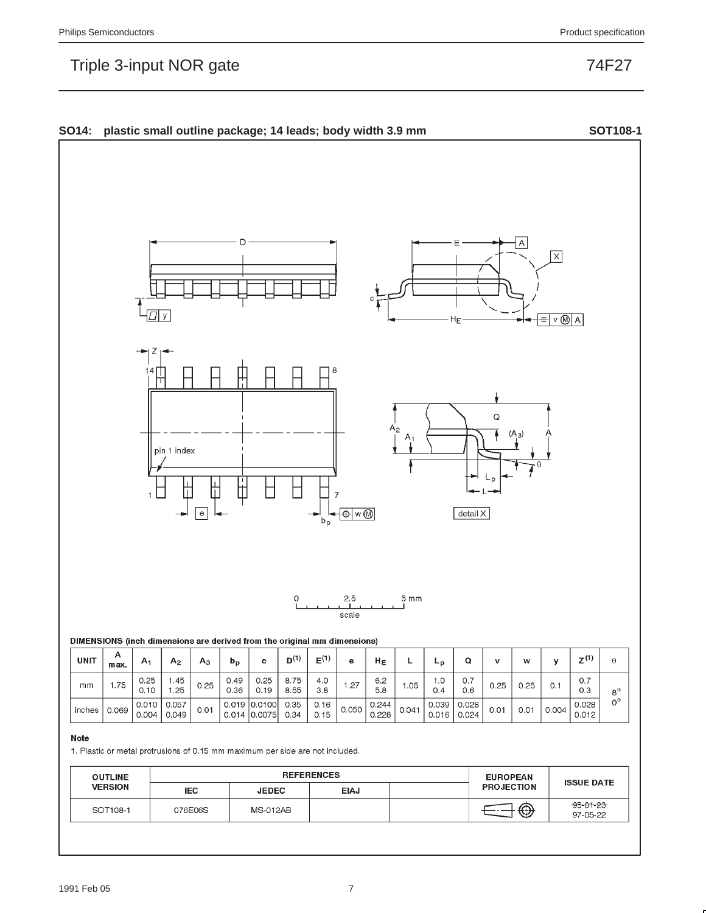## SO14: plastic small outline package; 14 leads; body width 3.9 mm — SOT108-1

DIMENSIONS (inch dimensions are derived from the original mm dimensions)

| UNIT | A max. | $A_1$ | $A_2$ | $A_3$ | $b_p$ | c | $D^{(1)}$ | $E^{(1)}$ | e | $H_E$ | L | $L_p$ | Q | v | w | y | $Z^{(1)}$ | θ |
|---|---|---|---|---|---|---|---|---|---|---|---|---|---|---|---|---|---|---|
| mm | 1.75 | 0.25<br>0.10 | 1.45<br>1.25 | 0.25 | 0.49<br>0.36 | 0.25<br>0.19 | 8.75<br>8.55 | 4.0<br>3.8 | 1.27 | 6.2<br>5.8 | 1.05 | 1.0<br>0.4 | 0.7<br>0.6 | 0.25 | 0.25 | 0.1 | 0.7<br>0.3 | 8°<br>0° |
| inches | 0.069 | 0.010<br>0.004 | 0.057<br>0.049 | 0.01 | 0.019<br>0.014 | 0.0100<br>0.0075 | 0.35<br>0.34 | 0.16<br>0.15 | 0.050 | 0.244<br>0.228 | 0.041 | 0.039<br>0.016 | 0.028<br>0.024 | 0.01 | 0.01 | 0.004 | 0.028<br>0.012 | |

**Note**

1. Plastic or metal protrusions of 0.15 mm maximum per side are not included.

| OUTLINE VERSION | REFERENCES | | | | EUROPEAN PROJECTION | ISSUE DATE |
|---|---|---|---|---|---|---|
| | IEC | JEDEC | EIAJ | | | |
| SOT108-1 | 076E06S | MS-012AB | | | | ~~95-01-23~~<br>97-05-22 |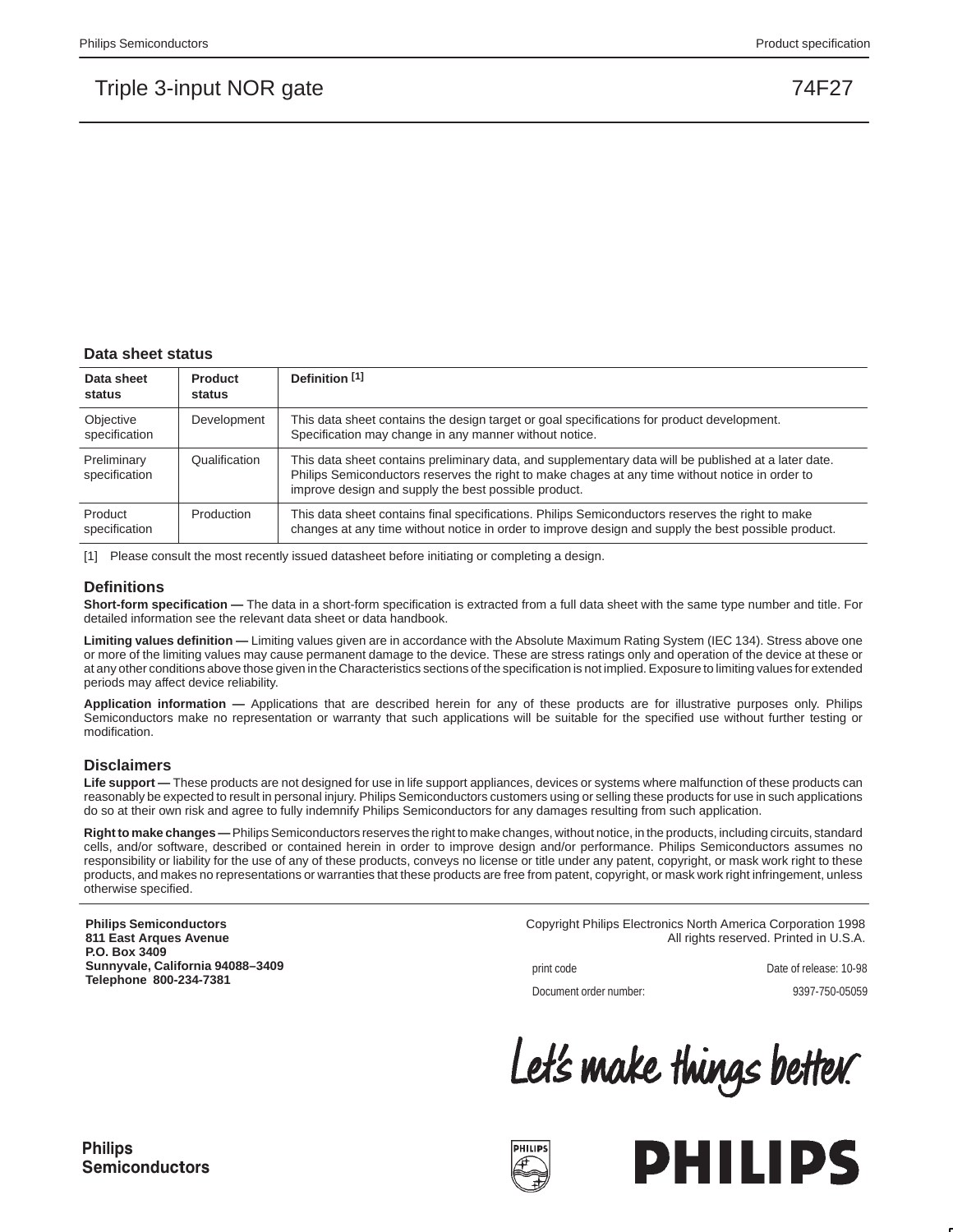## Data sheet status

| Data sheet status | Product status | Definition [1] |
|---|---|---|
| Objective specification | Development | This data sheet contains the design target or goal specifications for product development. Specification may change in any manner without notice. |
| Preliminary specification | Qualification | This data sheet contains preliminary data, and supplementary data will be published at a later date. Philips Semiconductors reserves the right to make chages at any time without notice in order to improve design and supply the best possible product. |
| Product specification | Production | This data sheet contains final specifications. Philips Semiconductors reserves the right to make changes at any time without notice in order to improve design and supply the best possible product. |

[1] Please consult the most recently issued datasheet before initiating or completing a design.

## Definitions

**Short-form specification —** The data in a short-form specification is extracted from a full data sheet with the same type number and title. For detailed information see the relevant data sheet or data handbook.

**Limiting values definition —** Limiting values given are in accordance with the Absolute Maximum Rating System (IEC 134). Stress above one or more of the limiting values may cause permanent damage to the device. These are stress ratings only and operation of the device at these or at any other conditions above those given in the Characteristics sections of the specification is not implied. Exposure to limiting values for extended periods may affect device reliability.

**Application information —** Applications that are described herein for any of these products are for illustrative purposes only. Philips Semiconductors make no representation or warranty that such applications will be suitable for the specified use without further testing or modification.

## Disclaimers

**Life support —** These products are not designed for use in life support appliances, devices or systems where malfunction of these products can reasonably be expected to result in personal injury. Philips Semiconductors customers using or selling these products for use in such applications do so at their own risk and agree to fully indemnify Philips Semiconductors for any damages resulting from such application.

**Right to make changes —** Philips Semiconductors reserves the right to make changes, without notice, in the products, including circuits, standard cells, and/or software, described or contained herein in order to improve design and/or performance. Philips Semiconductors assumes no responsibility or liability for the use of any of these products, conveys no license or title under any patent, copyright, or mask work right to these products, and makes no representations or warranties that these products are free from patent, copyright, or mask work right infringement, unless otherwise specified.

**Philips Semiconductors**
**811 East Arques Avenue**
**P.O. Box 3409**
**Sunnyvale, California 94088–3409**
**Telephone 800-234-7381**

Copyright Philips Electronics North America Corporation 1998
All rights reserved. Printed in U.S.A.

print code Date of release: 10-98

Document order number: 9397-750-05059

Let's make things better.

**Philips Semiconductors**

**PHILIPS**